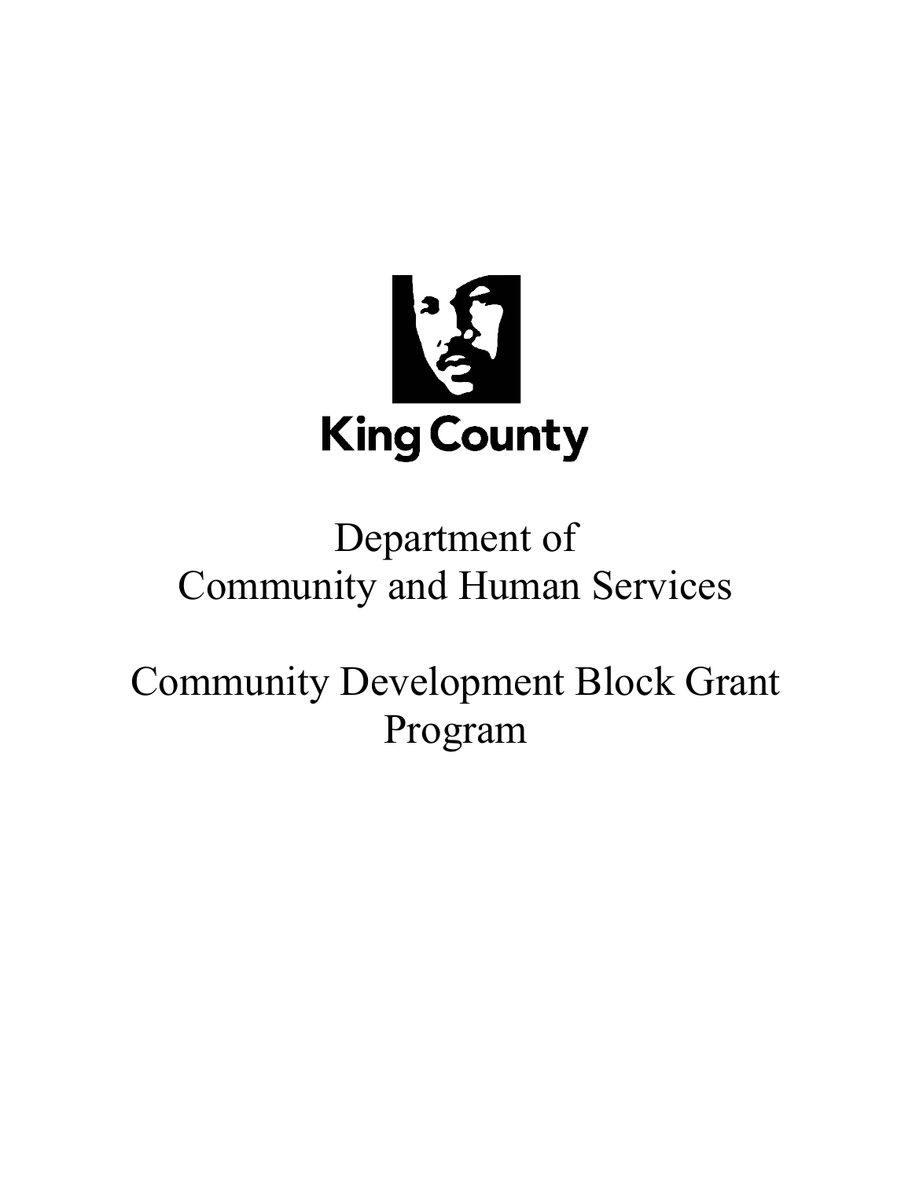King County

# Department of Community and Human Services

# Community Development Block Grant Program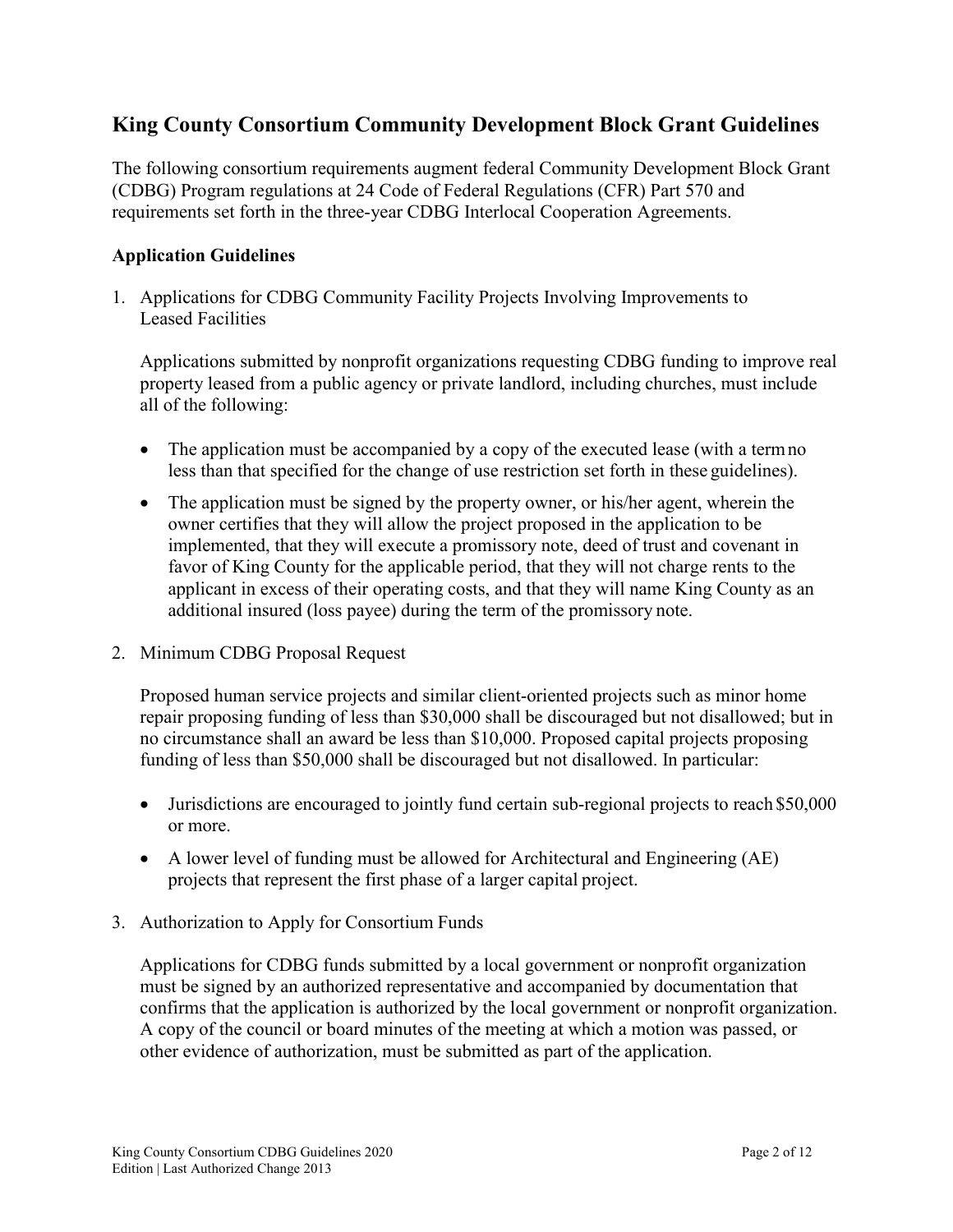## King County Consortium Community Development Block Grant Guidelines

The following consortium requirements augment federal Community Development Block Grant (CDBG) Program regulations at 24 Code of Federal Regulations (CFR) Part 570 and requirements set forth in the three-year CDBG Interlocal Cooperation Agreements.

### Application Guidelines

1. Applications for CDBG Community Facility Projects Involving Improvements to Leased Facilities

   Applications submitted by nonprofit organizations requesting CDBG funding to improve real property leased from a public agency or private landlord, including churches, must include all of the following:

   - The application must be accompanied by a copy of the executed lease (with a term no less than that specified for the change of use restriction set forth in these guidelines).
   - The application must be signed by the property owner, or his/her agent, wherein the owner certifies that they will allow the project proposed in the application to be implemented, that they will execute a promissory note, deed of trust and covenant in favor of King County for the applicable period, that they will not charge rents to the applicant in excess of their operating costs, and that they will name King County as an additional insured (loss payee) during the term of the promissory note.

2. Minimum CDBG Proposal Request

   Proposed human service projects and similar client-oriented projects such as minor home repair proposing funding of less than $30,000 shall be discouraged but not disallowed; but in no circumstance shall an award be less than $10,000. Proposed capital projects proposing funding of less than $50,000 shall be discouraged but not disallowed. In particular:

   - Jurisdictions are encouraged to jointly fund certain sub-regional projects to reach $50,000 or more.
   - A lower level of funding must be allowed for Architectural and Engineering (AE) projects that represent the first phase of a larger capital project.

3. Authorization to Apply for Consortium Funds

   Applications for CDBG funds submitted by a local government or nonprofit organization must be signed by an authorized representative and accompanied by documentation that confirms that the application is authorized by the local government or nonprofit organization. A copy of the council or board minutes of the meeting at which a motion was passed, or other evidence of authorization, must be submitted as part of the application.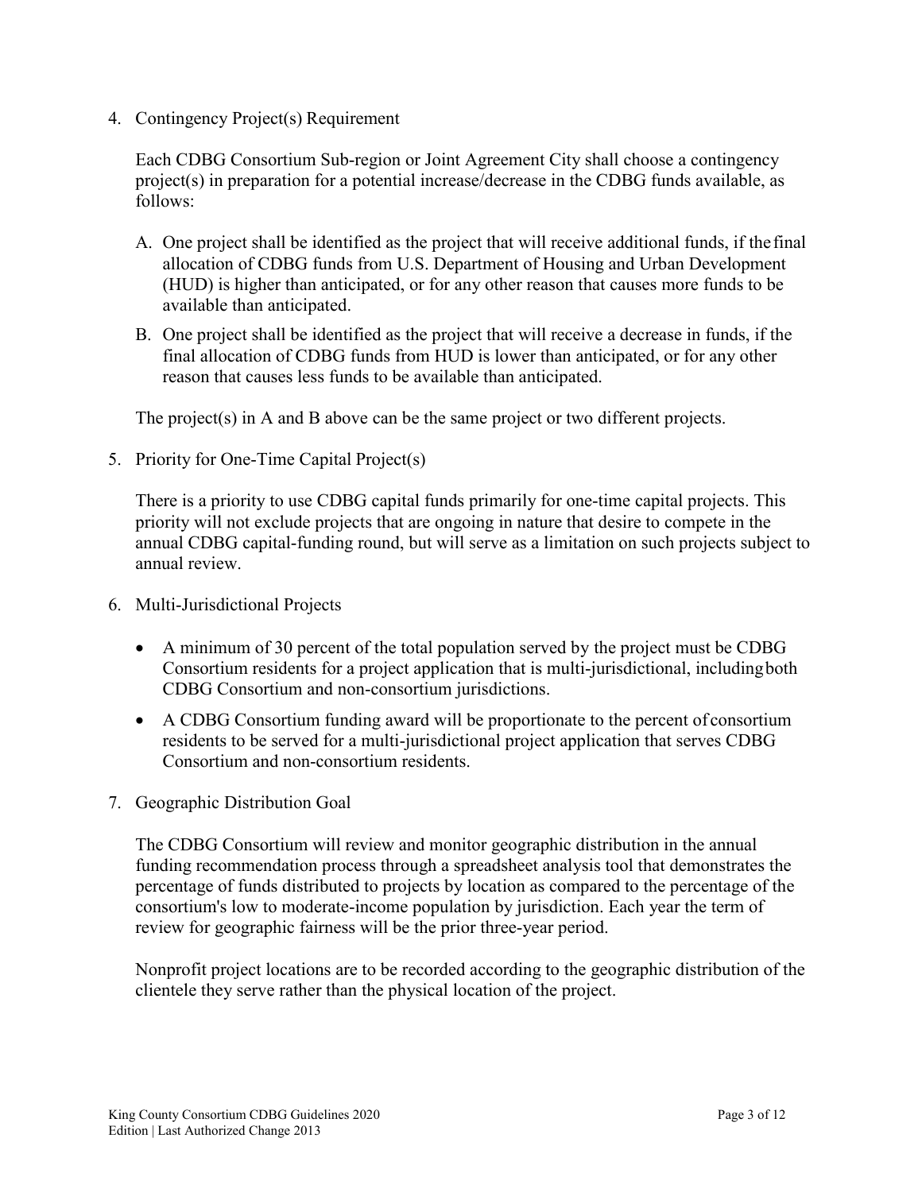4. Contingency Project(s) Requirement

   Each CDBG Consortium Sub-region or Joint Agreement City shall choose a contingency project(s) in preparation for a potential increase/decrease in the CDBG funds available, as follows:

   A. One project shall be identified as the project that will receive additional funds, if the final allocation of CDBG funds from U.S. Department of Housing and Urban Development (HUD) is higher than anticipated, or for any other reason that causes more funds to be available than anticipated.

   B. One project shall be identified as the project that will receive a decrease in funds, if the final allocation of CDBG funds from HUD is lower than anticipated, or for any other reason that causes less funds to be available than anticipated.

   The project(s) in A and B above can be the same project or two different projects.

5. Priority for One-Time Capital Project(s)

   There is a priority to use CDBG capital funds primarily for one-time capital projects. This priority will not exclude projects that are ongoing in nature that desire to compete in the annual CDBG capital-funding round, but will serve as a limitation on such projects subject to annual review.

6. Multi-Jurisdictional Projects

   - A minimum of 30 percent of the total population served by the project must be CDBG Consortium residents for a project application that is multi-jurisdictional, including both CDBG Consortium and non-consortium jurisdictions.
   - A CDBG Consortium funding award will be proportionate to the percent of consortium residents to be served for a multi-jurisdictional project application that serves CDBG Consortium and non-consortium residents.

7. Geographic Distribution Goal

   The CDBG Consortium will review and monitor geographic distribution in the annual funding recommendation process through a spreadsheet analysis tool that demonstrates the percentage of funds distributed to projects by location as compared to the percentage of the consortium's low to moderate-income population by jurisdiction. Each year the term of review for geographic fairness will be the prior three-year period.

   Nonprofit project locations are to be recorded according to the geographic distribution of the clientele they serve rather than the physical location of the project.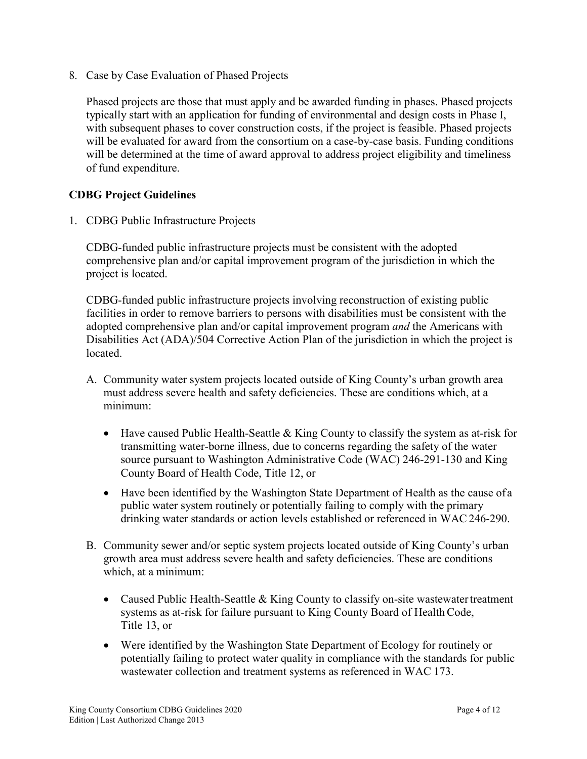8. Case by Case Evaluation of Phased Projects

   Phased projects are those that must apply and be awarded funding in phases. Phased projects typically start with an application for funding of environmental and design costs in Phase I, with subsequent phases to cover construction costs, if the project is feasible. Phased projects will be evaluated for award from the consortium on a case-by-case basis. Funding conditions will be determined at the time of award approval to address project eligibility and timeliness of fund expenditure.

## CDBG Project Guidelines

1. CDBG Public Infrastructure Projects

   CDBG-funded public infrastructure projects must be consistent with the adopted comprehensive plan and/or capital improvement program of the jurisdiction in which the project is located.

   CDBG-funded public infrastructure projects involving reconstruction of existing public facilities in order to remove barriers to persons with disabilities must be consistent with the adopted comprehensive plan and/or capital improvement program *and* the Americans with Disabilities Act (ADA)/504 Corrective Action Plan of the jurisdiction in which the project is located.

   A. Community water system projects located outside of King County's urban growth area must address severe health and safety deficiencies. These are conditions which, at a minimum:

      - Have caused Public Health-Seattle & King County to classify the system as at-risk for transmitting water-borne illness, due to concerns regarding the safety of the water source pursuant to Washington Administrative Code (WAC) 246-291-130 and King County Board of Health Code, Title 12, or
      - Have been identified by the Washington State Department of Health as the cause of a public water system routinely or potentially failing to comply with the primary drinking water standards or action levels established or referenced in WAC 246-290.

   B. Community sewer and/or septic system projects located outside of King County's urban growth area must address severe health and safety deficiencies. These are conditions which, at a minimum:

      - Caused Public Health-Seattle & King County to classify on-site wastewater treatment systems as at-risk for failure pursuant to King County Board of Health Code, Title 13, or
      - Were identified by the Washington State Department of Ecology for routinely or potentially failing to protect water quality in compliance with the standards for public wastewater collection and treatment systems as referenced in WAC 173.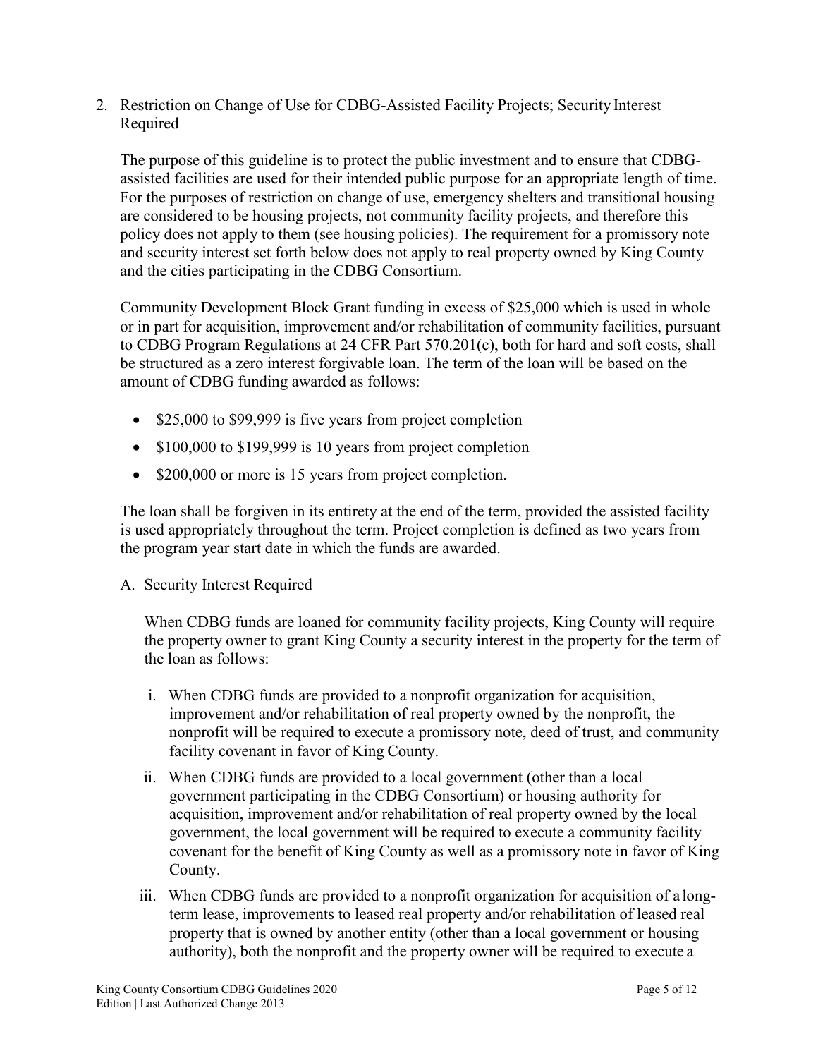2. Restriction on Change of Use for CDBG-Assisted Facility Projects; Security Interest Required

   The purpose of this guideline is to protect the public investment and to ensure that CDBG-assisted facilities are used for their intended public purpose for an appropriate length of time. For the purposes of restriction on change of use, emergency shelters and transitional housing are considered to be housing projects, not community facility projects, and therefore this policy does not apply to them (see housing policies). The requirement for a promissory note and security interest set forth below does not apply to real property owned by King County and the cities participating in the CDBG Consortium.

   Community Development Block Grant funding in excess of $25,000 which is used in whole or in part for acquisition, improvement and/or rehabilitation of community facilities, pursuant to CDBG Program Regulations at 24 CFR Part 570.201(c), both for hard and soft costs, shall be structured as a zero interest forgivable loan. The term of the loan will be based on the amount of CDBG funding awarded as follows:

   - $25,000 to $99,999 is five years from project completion
   - $100,000 to $199,999 is 10 years from project completion
   - $200,000 or more is 15 years from project completion.

   The loan shall be forgiven in its entirety at the end of the term, provided the assisted facility is used appropriately throughout the term. Project completion is defined as two years from the program year start date in which the funds are awarded.

   A. Security Interest Required

      When CDBG funds are loaned for community facility projects, King County will require the property owner to grant King County a security interest in the property for the term of the loan as follows:

      i. When CDBG funds are provided to a nonprofit organization for acquisition, improvement and/or rehabilitation of real property owned by the nonprofit, the nonprofit will be required to execute a promissory note, deed of trust, and community facility covenant in favor of King County.

      ii. When CDBG funds are provided to a local government (other than a local government participating in the CDBG Consortium) or housing authority for acquisition, improvement and/or rehabilitation of real property owned by the local government, the local government will be required to execute a community facility covenant for the benefit of King County as well as a promissory note in favor of King County.

      iii. When CDBG funds are provided to a nonprofit organization for acquisition of a long-term lease, improvements to leased real property and/or rehabilitation of leased real property that is owned by another entity (other than a local government or housing authority), both the nonprofit and the property owner will be required to execute a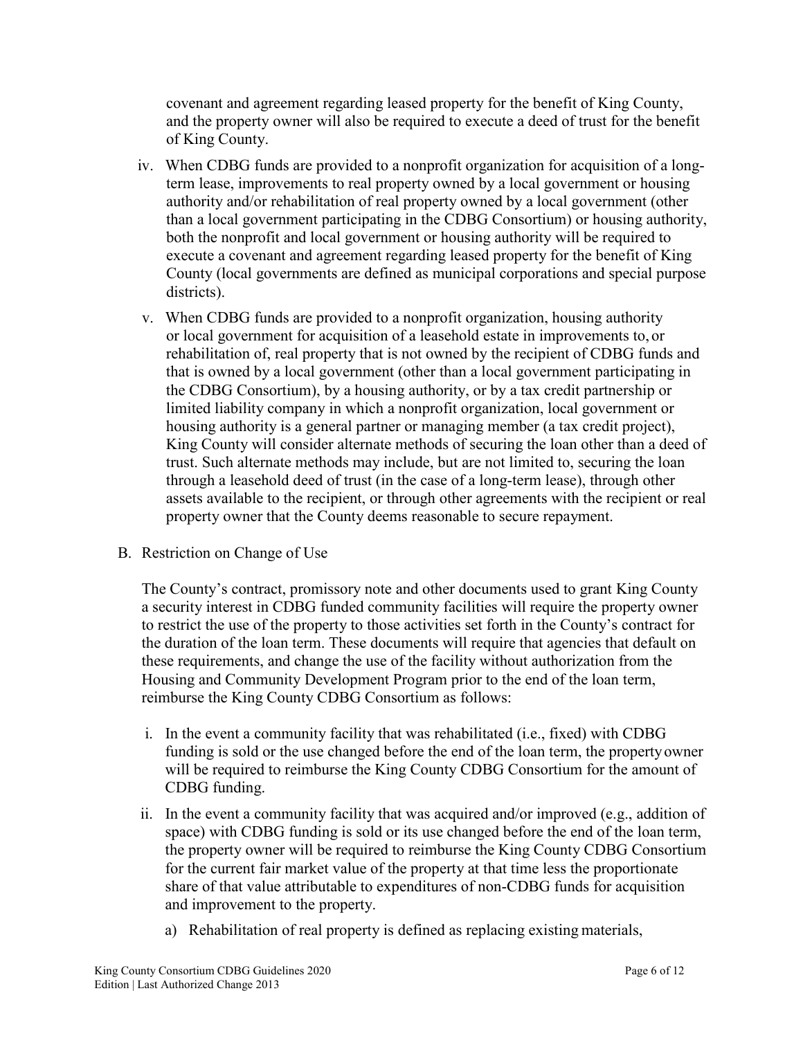covenant and agreement regarding leased property for the benefit of King County, and the property owner will also be required to execute a deed of trust for the benefit of King County.

iv. When CDBG funds are provided to a nonprofit organization for acquisition of a long-term lease, improvements to real property owned by a local government or housing authority and/or rehabilitation of real property owned by a local government (other than a local government participating in the CDBG Consortium) or housing authority, both the nonprofit and local government or housing authority will be required to execute a covenant and agreement regarding leased property for the benefit of King County (local governments are defined as municipal corporations and special purpose districts).

v. When CDBG funds are provided to a nonprofit organization, housing authority or local government for acquisition of a leasehold estate in improvements to, or rehabilitation of, real property that is not owned by the recipient of CDBG funds and that is owned by a local government (other than a local government participating in the CDBG Consortium), by a housing authority, or by a tax credit partnership or limited liability company in which a nonprofit organization, local government or housing authority is a general partner or managing member (a tax credit project), King County will consider alternate methods of securing the loan other than a deed of trust. Such alternate methods may include, but are not limited to, securing the loan through a leasehold deed of trust (in the case of a long-term lease), through other assets available to the recipient, or through other agreements with the recipient or real property owner that the County deems reasonable to secure repayment.

B. Restriction on Change of Use

The County's contract, promissory note and other documents used to grant King County a security interest in CDBG funded community facilities will require the property owner to restrict the use of the property to those activities set forth in the County's contract for the duration of the loan term. These documents will require that agencies that default on these requirements, and change the use of the facility without authorization from the Housing and Community Development Program prior to the end of the loan term, reimburse the King County CDBG Consortium as follows:

i. In the event a community facility that was rehabilitated (i.e., fixed) with CDBG funding is sold or the use changed before the end of the loan term, the property owner will be required to reimburse the King County CDBG Consortium for the amount of CDBG funding.

ii. In the event a community facility that was acquired and/or improved (e.g., addition of space) with CDBG funding is sold or its use changed before the end of the loan term, the property owner will be required to reimburse the King County CDBG Consortium for the current fair market value of the property at that time less the proportionate share of that value attributable to expenditures of non-CDBG funds for acquisition and improvement to the property.

a) Rehabilitation of real property is defined as replacing existing materials,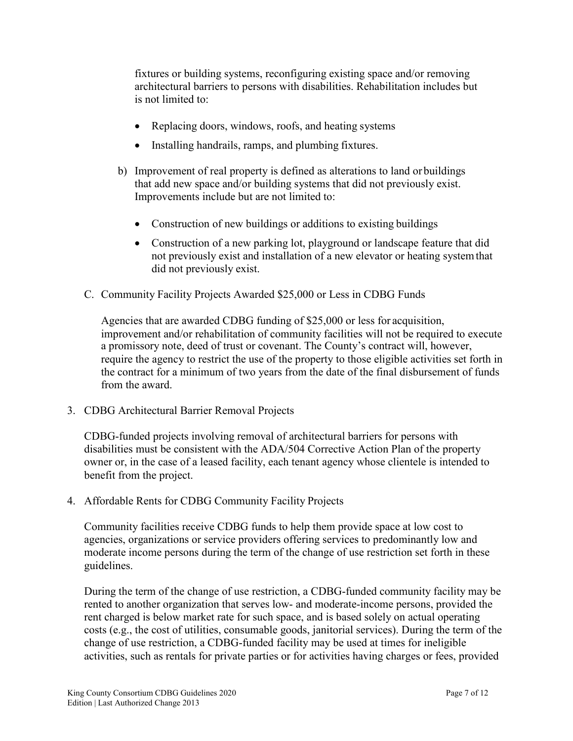fixtures or building systems, reconfiguring existing space and/or removing architectural barriers to persons with disabilities. Rehabilitation includes but is not limited to:

- Replacing doors, windows, roofs, and heating systems
- Installing handrails, ramps, and plumbing fixtures.

b) Improvement of real property is defined as alterations to land or buildings that add new space and/or building systems that did not previously exist. Improvements include but are not limited to:

- Construction of new buildings or additions to existing buildings
- Construction of a new parking lot, playground or landscape feature that did not previously exist and installation of a new elevator or heating system that did not previously exist.

C. Community Facility Projects Awarded $25,000 or Less in CDBG Funds

Agencies that are awarded CDBG funding of $25,000 or less for acquisition, improvement and/or rehabilitation of community facilities will not be required to execute a promissory note, deed of trust or covenant. The County's contract will, however, require the agency to restrict the use of the property to those eligible activities set forth in the contract for a minimum of two years from the date of the final disbursement of funds from the award.

3. CDBG Architectural Barrier Removal Projects

CDBG-funded projects involving removal of architectural barriers for persons with disabilities must be consistent with the ADA/504 Corrective Action Plan of the property owner or, in the case of a leased facility, each tenant agency whose clientele is intended to benefit from the project.

4. Affordable Rents for CDBG Community Facility Projects

Community facilities receive CDBG funds to help them provide space at low cost to agencies, organizations or service providers offering services to predominantly low and moderate income persons during the term of the change of use restriction set forth in these guidelines.

During the term of the change of use restriction, a CDBG-funded community facility may be rented to another organization that serves low- and moderate-income persons, provided the rent charged is below market rate for such space, and is based solely on actual operating costs (e.g., the cost of utilities, consumable goods, janitorial services). During the term of the change of use restriction, a CDBG-funded facility may be used at times for ineligible activities, such as rentals for private parties or for activities having charges or fees, provided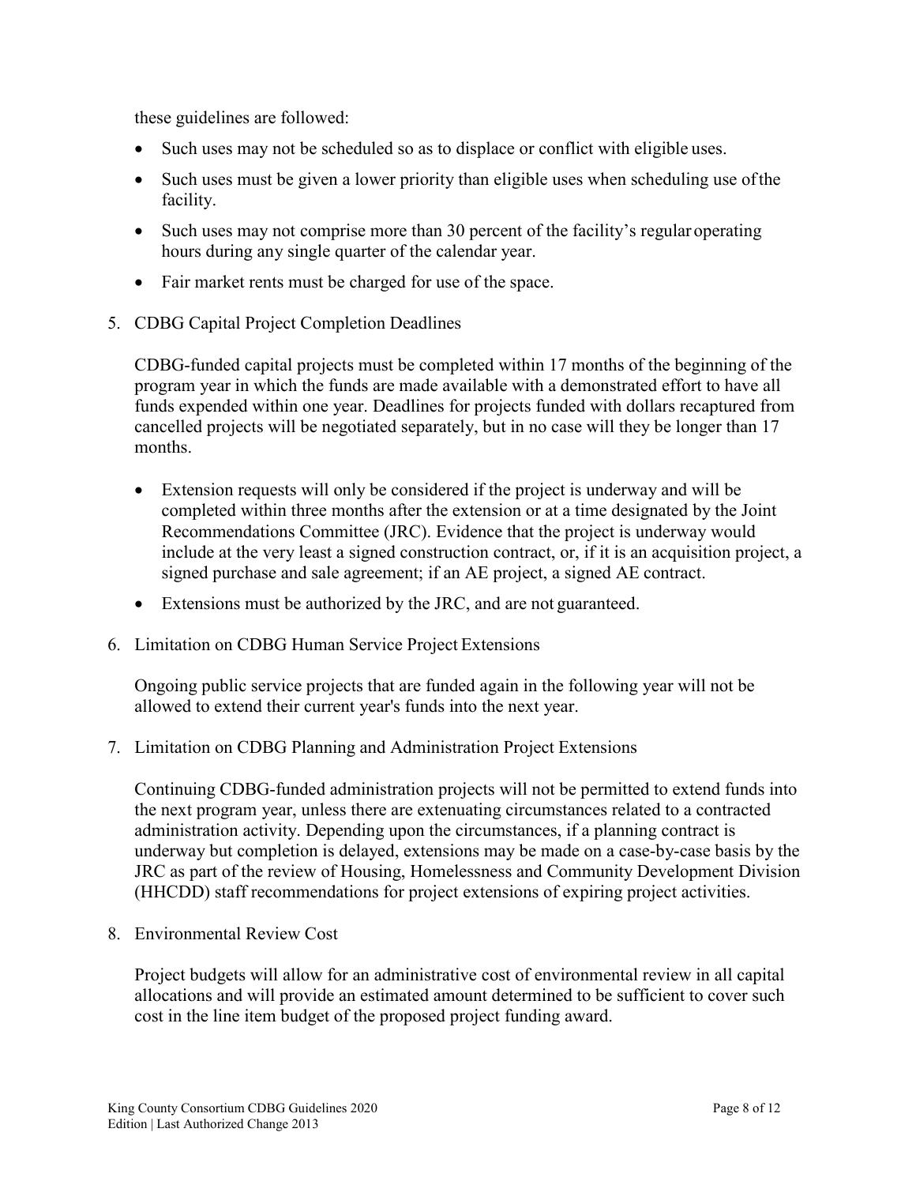these guidelines are followed:

- Such uses may not be scheduled so as to displace or conflict with eligible uses.
- Such uses must be given a lower priority than eligible uses when scheduling use of the facility.
- Such uses may not comprise more than 30 percent of the facility's regular operating hours during any single quarter of the calendar year.
- Fair market rents must be charged for use of the space.

5. CDBG Capital Project Completion Deadlines

   CDBG-funded capital projects must be completed within 17 months of the beginning of the program year in which the funds are made available with a demonstrated effort to have all funds expended within one year. Deadlines for projects funded with dollars recaptured from cancelled projects will be negotiated separately, but in no case will they be longer than 17 months.

   - Extension requests will only be considered if the project is underway and will be completed within three months after the extension or at a time designated by the Joint Recommendations Committee (JRC). Evidence that the project is underway would include at the very least a signed construction contract, or, if it is an acquisition project, a signed purchase and sale agreement; if an AE project, a signed AE contract.
   - Extensions must be authorized by the JRC, and are not guaranteed.

6. Limitation on CDBG Human Service Project Extensions

   Ongoing public service projects that are funded again in the following year will not be allowed to extend their current year's funds into the next year.

7. Limitation on CDBG Planning and Administration Project Extensions

   Continuing CDBG-funded administration projects will not be permitted to extend funds into the next program year, unless there are extenuating circumstances related to a contracted administration activity. Depending upon the circumstances, if a planning contract is underway but completion is delayed, extensions may be made on a case-by-case basis by the JRC as part of the review of Housing, Homelessness and Community Development Division (HHCDD) staff recommendations for project extensions of expiring project activities.

8. Environmental Review Cost

   Project budgets will allow for an administrative cost of environmental review in all capital allocations and will provide an estimated amount determined to be sufficient to cover such cost in the line item budget of the proposed project funding award.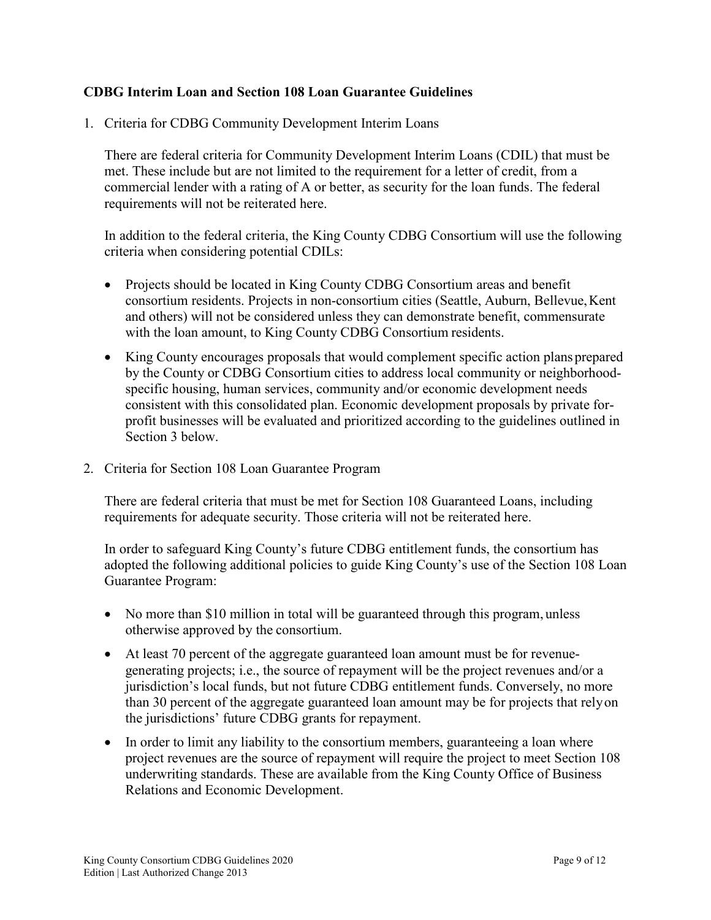**CDBG Interim Loan and Section 108 Loan Guarantee Guidelines**

1. Criteria for CDBG Community Development Interim Loans

   There are federal criteria for Community Development Interim Loans (CDIL) that must be met. These include but are not limited to the requirement for a letter of credit, from a commercial lender with a rating of A or better, as security for the loan funds. The federal requirements will not be reiterated here.

   In addition to the federal criteria, the King County CDBG Consortium will use the following criteria when considering potential CDILs:

   - Projects should be located in King County CDBG Consortium areas and benefit consortium residents. Projects in non-consortium cities (Seattle, Auburn, Bellevue, Kent and others) will not be considered unless they can demonstrate benefit, commensurate with the loan amount, to King County CDBG Consortium residents.
   - King County encourages proposals that would complement specific action plans prepared by the County or CDBG Consortium cities to address local community or neighborhood-specific housing, human services, community and/or economic development needs consistent with this consolidated plan. Economic development proposals by private for-profit businesses will be evaluated and prioritized according to the guidelines outlined in Section 3 below.

2. Criteria for Section 108 Loan Guarantee Program

   There are federal criteria that must be met for Section 108 Guaranteed Loans, including requirements for adequate security. Those criteria will not be reiterated here.

   In order to safeguard King County's future CDBG entitlement funds, the consortium has adopted the following additional policies to guide King County's use of the Section 108 Loan Guarantee Program:

   - No more than $10 million in total will be guaranteed through this program, unless otherwise approved by the consortium.
   - At least 70 percent of the aggregate guaranteed loan amount must be for revenue-generating projects; i.e., the source of repayment will be the project revenues and/or a jurisdiction's local funds, but not future CDBG entitlement funds. Conversely, no more than 30 percent of the aggregate guaranteed loan amount may be for projects that rely on the jurisdictions' future CDBG grants for repayment.
   - In order to limit any liability to the consortium members, guaranteeing a loan where project revenues are the source of repayment will require the project to meet Section 108 underwriting standards. These are available from the King County Office of Business Relations and Economic Development.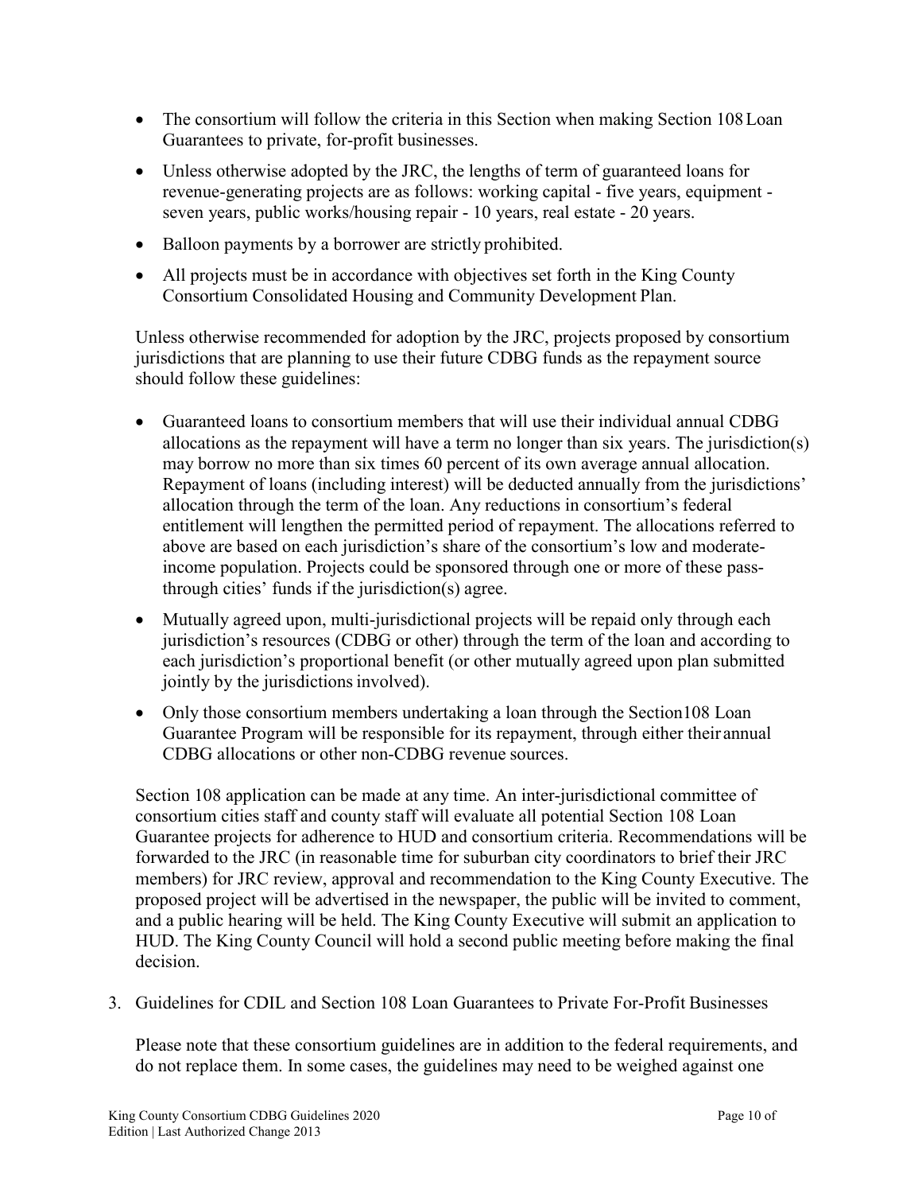- The consortium will follow the criteria in this Section when making Section 108 Loan Guarantees to private, for-profit businesses.
- Unless otherwise adopted by the JRC, the lengths of term of guaranteed loans for revenue-generating projects are as follows: working capital - five years, equipment - seven years, public works/housing repair - 10 years, real estate - 20 years.
- Balloon payments by a borrower are strictly prohibited.
- All projects must be in accordance with objectives set forth in the King County Consortium Consolidated Housing and Community Development Plan.

Unless otherwise recommended for adoption by the JRC, projects proposed by consortium jurisdictions that are planning to use their future CDBG funds as the repayment source should follow these guidelines:

- Guaranteed loans to consortium members that will use their individual annual CDBG allocations as the repayment will have a term no longer than six years. The jurisdiction(s) may borrow no more than six times 60 percent of its own average annual allocation. Repayment of loans (including interest) will be deducted annually from the jurisdictions' allocation through the term of the loan. Any reductions in consortium's federal entitlement will lengthen the permitted period of repayment. The allocations referred to above are based on each jurisdiction's share of the consortium's low and moderate-income population. Projects could be sponsored through one or more of these pass-through cities' funds if the jurisdiction(s) agree.
- Mutually agreed upon, multi-jurisdictional projects will be repaid only through each jurisdiction's resources (CDBG or other) through the term of the loan and according to each jurisdiction's proportional benefit (or other mutually agreed upon plan submitted jointly by the jurisdictions involved).
- Only those consortium members undertaking a loan through the Section108 Loan Guarantee Program will be responsible for its repayment, through either their annual CDBG allocations or other non-CDBG revenue sources.

Section 108 application can be made at any time. An inter-jurisdictional committee of consortium cities staff and county staff will evaluate all potential Section 108 Loan Guarantee projects for adherence to HUD and consortium criteria. Recommendations will be forwarded to the JRC (in reasonable time for suburban city coordinators to brief their JRC members) for JRC review, approval and recommendation to the King County Executive. The proposed project will be advertised in the newspaper, the public will be invited to comment, and a public hearing will be held. The King County Executive will submit an application to HUD. The King County Council will hold a second public meeting before making the final decision.

3. Guidelines for CDIL and Section 108 Loan Guarantees to Private For-Profit Businesses

   Please note that these consortium guidelines are in addition to the federal requirements, and do not replace them. In some cases, the guidelines may need to be weighed against one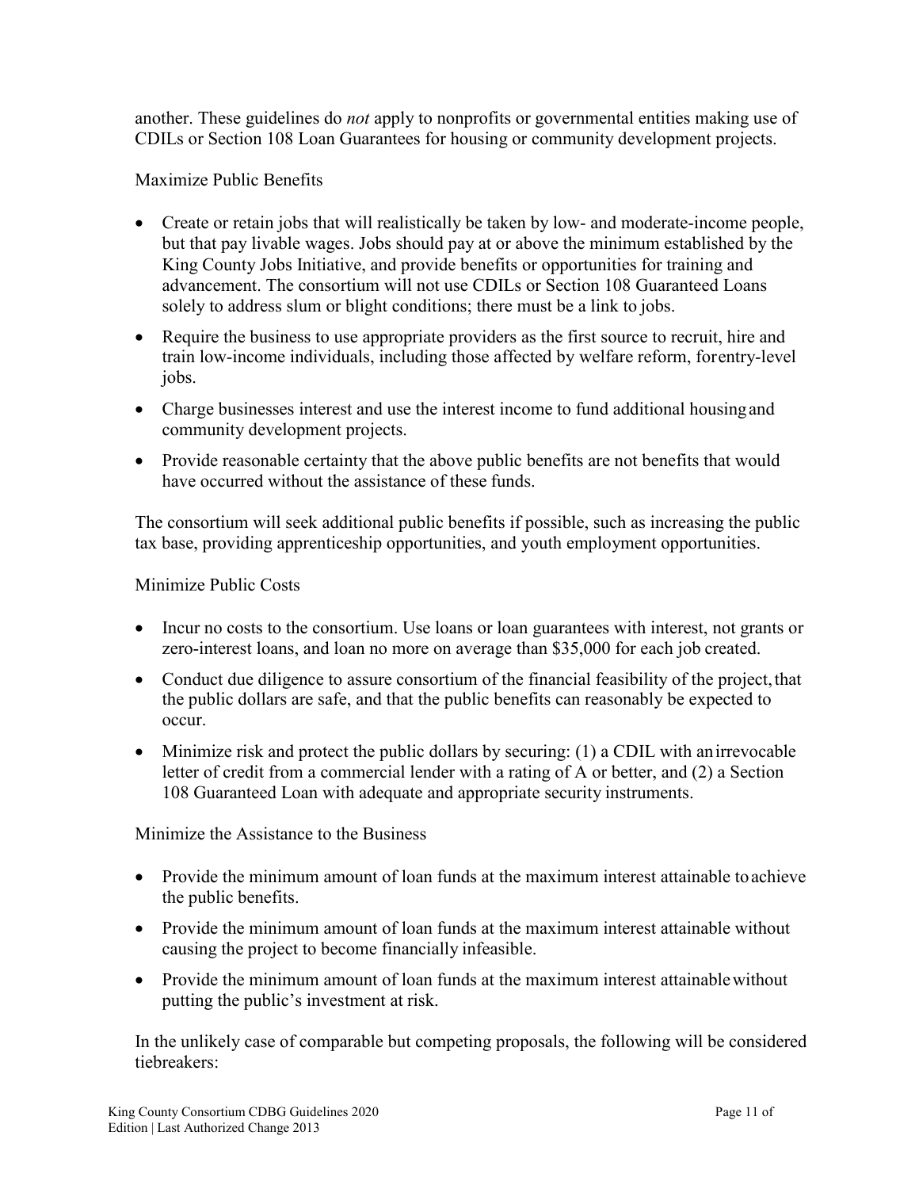another. These guidelines do *not* apply to nonprofits or governmental entities making use of CDILs or Section 108 Loan Guarantees for housing or community development projects.

Maximize Public Benefits

- Create or retain jobs that will realistically be taken by low- and moderate-income people, but that pay livable wages. Jobs should pay at or above the minimum established by the King County Jobs Initiative, and provide benefits or opportunities for training and advancement. The consortium will not use CDILs or Section 108 Guaranteed Loans solely to address slum or blight conditions; there must be a link to jobs.
- Require the business to use appropriate providers as the first source to recruit, hire and train low-income individuals, including those affected by welfare reform, for entry-level jobs.
- Charge businesses interest and use the interest income to fund additional housing and community development projects.
- Provide reasonable certainty that the above public benefits are not benefits that would have occurred without the assistance of these funds.

The consortium will seek additional public benefits if possible, such as increasing the public tax base, providing apprenticeship opportunities, and youth employment opportunities.

Minimize Public Costs

- Incur no costs to the consortium. Use loans or loan guarantees with interest, not grants or zero-interest loans, and loan no more on average than $35,000 for each job created.
- Conduct due diligence to assure consortium of the financial feasibility of the project, that the public dollars are safe, and that the public benefits can reasonably be expected to occur.
- Minimize risk and protect the public dollars by securing: (1) a CDIL with an irrevocable letter of credit from a commercial lender with a rating of A or better, and (2) a Section 108 Guaranteed Loan with adequate and appropriate security instruments.

Minimize the Assistance to the Business

- Provide the minimum amount of loan funds at the maximum interest attainable to achieve the public benefits.
- Provide the minimum amount of loan funds at the maximum interest attainable without causing the project to become financially infeasible.
- Provide the minimum amount of loan funds at the maximum interest attainable without putting the public's investment at risk.

In the unlikely case of comparable but competing proposals, the following will be considered tiebreakers: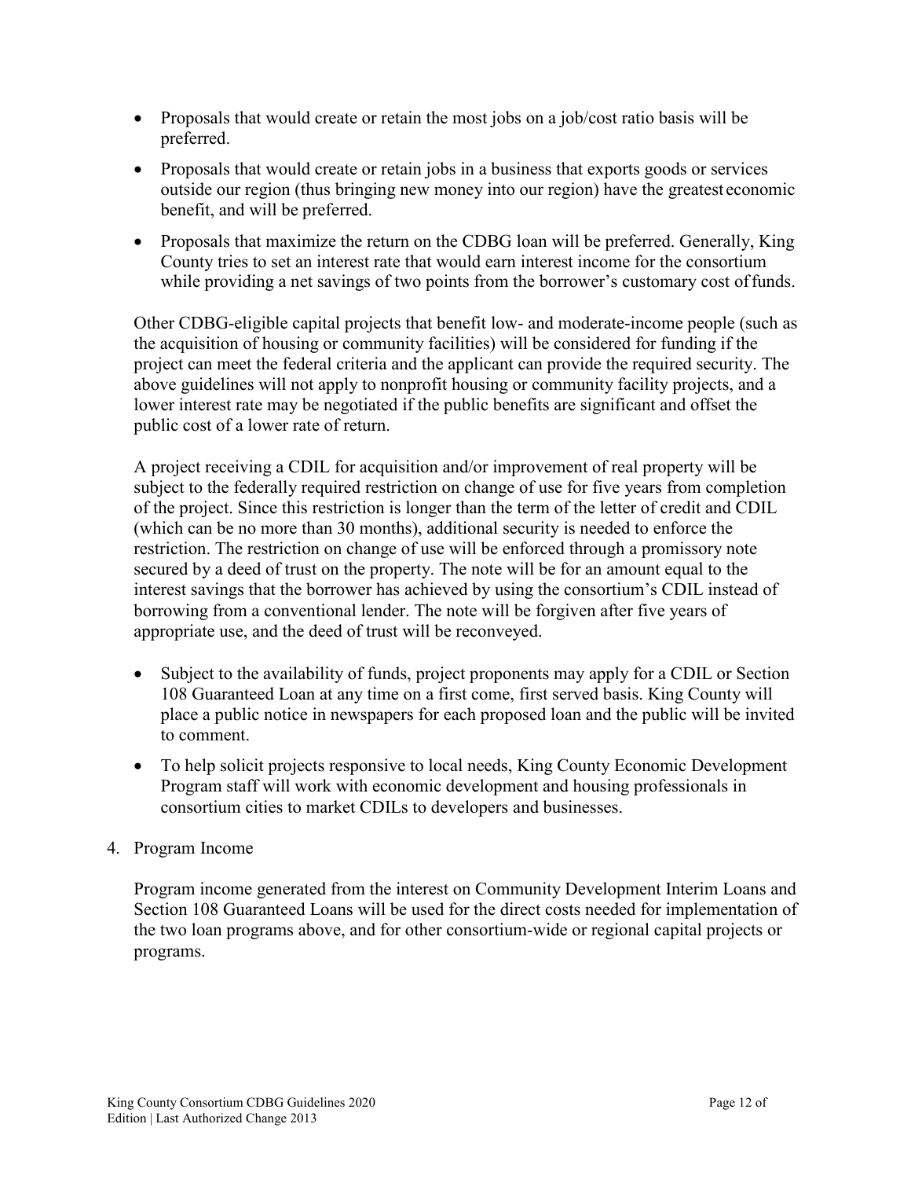- Proposals that would create or retain the most jobs on a job/cost ratio basis will be preferred.
- Proposals that would create or retain jobs in a business that exports goods or services outside our region (thus bringing new money into our region) have the greatest economic benefit, and will be preferred.
- Proposals that maximize the return on the CDBG loan will be preferred. Generally, King County tries to set an interest rate that would earn interest income for the consortium while providing a net savings of two points from the borrower's customary cost of funds.

Other CDBG-eligible capital projects that benefit low- and moderate-income people (such as the acquisition of housing or community facilities) will be considered for funding if the project can meet the federal criteria and the applicant can provide the required security. The above guidelines will not apply to nonprofit housing or community facility projects, and a lower interest rate may be negotiated if the public benefits are significant and offset the public cost of a lower rate of return.

A project receiving a CDIL for acquisition and/or improvement of real property will be subject to the federally required restriction on change of use for five years from completion of the project. Since this restriction is longer than the term of the letter of credit and CDIL (which can be no more than 30 months), additional security is needed to enforce the restriction. The restriction on change of use will be enforced through a promissory note secured by a deed of trust on the property. The note will be for an amount equal to the interest savings that the borrower has achieved by using the consortium's CDIL instead of borrowing from a conventional lender. The note will be forgiven after five years of appropriate use, and the deed of trust will be reconveyed.

- Subject to the availability of funds, project proponents may apply for a CDIL or Section 108 Guaranteed Loan at any time on a first come, first served basis. King County will place a public notice in newspapers for each proposed loan and the public will be invited to comment.
- To help solicit projects responsive to local needs, King County Economic Development Program staff will work with economic development and housing professionals in consortium cities to market CDILs to developers and businesses.

4. Program Income

Program income generated from the interest on Community Development Interim Loans and Section 108 Guaranteed Loans will be used for the direct costs needed for implementation of the two loan programs above, and for other consortium-wide or regional capital projects or programs.